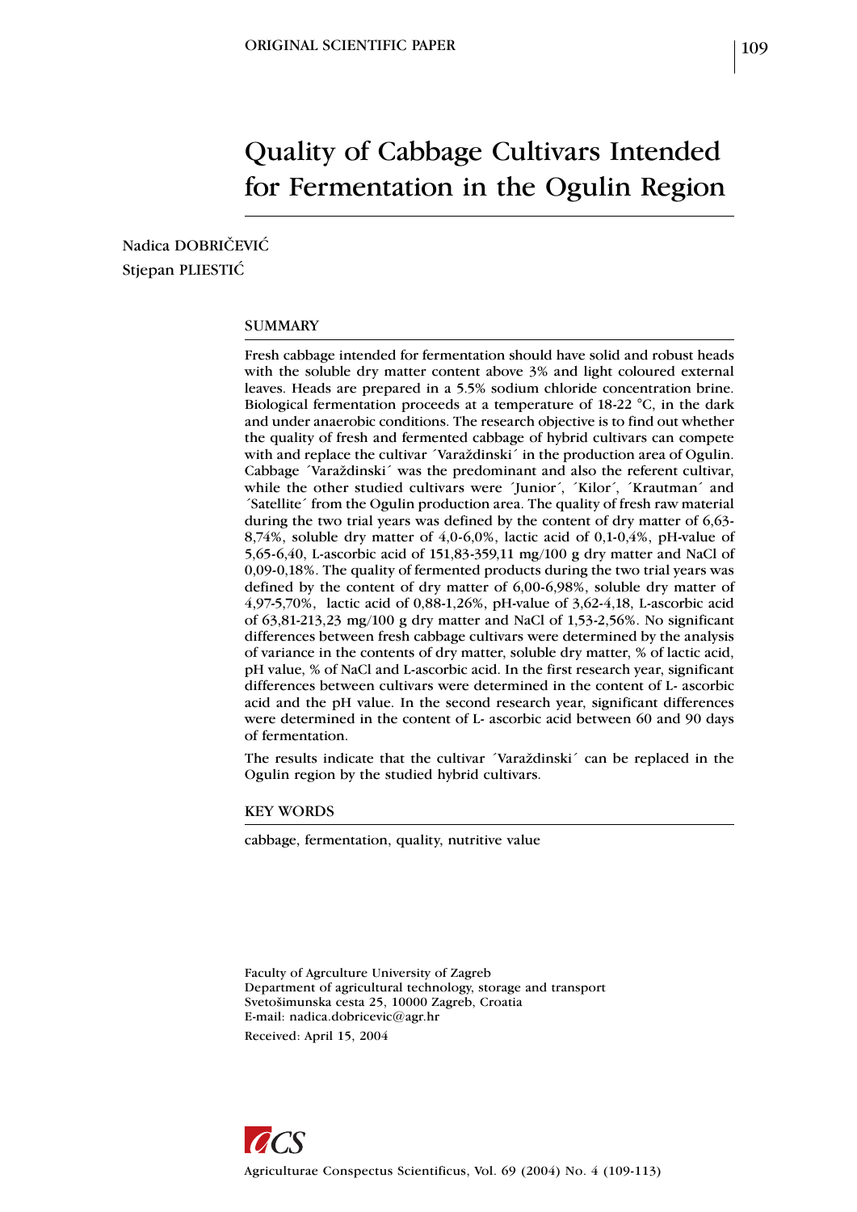ORIGINAL SCIENTIFIC PAPER

# Quality of Cabbage Cultivars Intended for Fermentation in the Ogulin Region

Nadica DOBRIČEVIĆ
Stjepan PLIESTIĆ

## SUMMARY

Fresh cabbage intended for fermentation should have solid and robust heads with the soluble dry matter content above 3% and light coloured external leaves. Heads are prepared in a 5.5% sodium chloride concentration brine. Biological fermentation proceeds at a temperature of 18-22 °C, in the dark and under anaerobic conditions. The research objective is to find out whether the quality of fresh and fermented cabbage of hybrid cultivars can compete with and replace the cultivar ´Varaždinski´ in the production area of Ogulin. Cabbage ´Varaždinski´ was the predominant and also the referent cultivar, while the other studied cultivars were ´Junior´, ´Kilor´, ´Krautman´ and ´Satellite´ from the Ogulin production area. The quality of fresh raw material during the two trial years was defined by the content of dry matter of 6,63-8,74%, soluble dry matter of 4,0-6,0%, lactic acid of 0,1-0,4%, pH-value of 5,65-6,40, L-ascorbic acid of 151,83-359,11 mg/100 g dry matter and NaCl of 0,09-0,18%. The quality of fermented products during the two trial years was defined by the content of dry matter of 6,00-6,98%, soluble dry matter of 4,97-5,70%, lactic acid of 0,88-1,26%, pH-value of 3,62-4,18, L-ascorbic acid of 63,81-213,23 mg/100 g dry matter and NaCl of 1,53-2,56%. No significant differences between fresh cabbage cultivars were determined by the analysis of variance in the contents of dry matter, soluble dry matter, % of lactic acid, pH value, % of NaCl and L-ascorbic acid. In the first research year, significant differences between cultivars were determined in the content of L- ascorbic acid and the pH value. In the second research year, significant differences were determined in the content of L- ascorbic acid between 60 and 90 days of fermentation.

The results indicate that the cultivar ´Varaždinski´ can be replaced in the Ogulin region by the studied hybrid cultivars.

## KEY WORDS

cabbage, fermentation, quality, nutritive value

Faculty of Agrculture University of Zagreb
Department of agricultural technology, storage and transport
Svetošimunska cesta 25, 10000 Zagreb, Croatia
E-mail: nadica.dobricevic@agr.hr

Received: April 15, 2004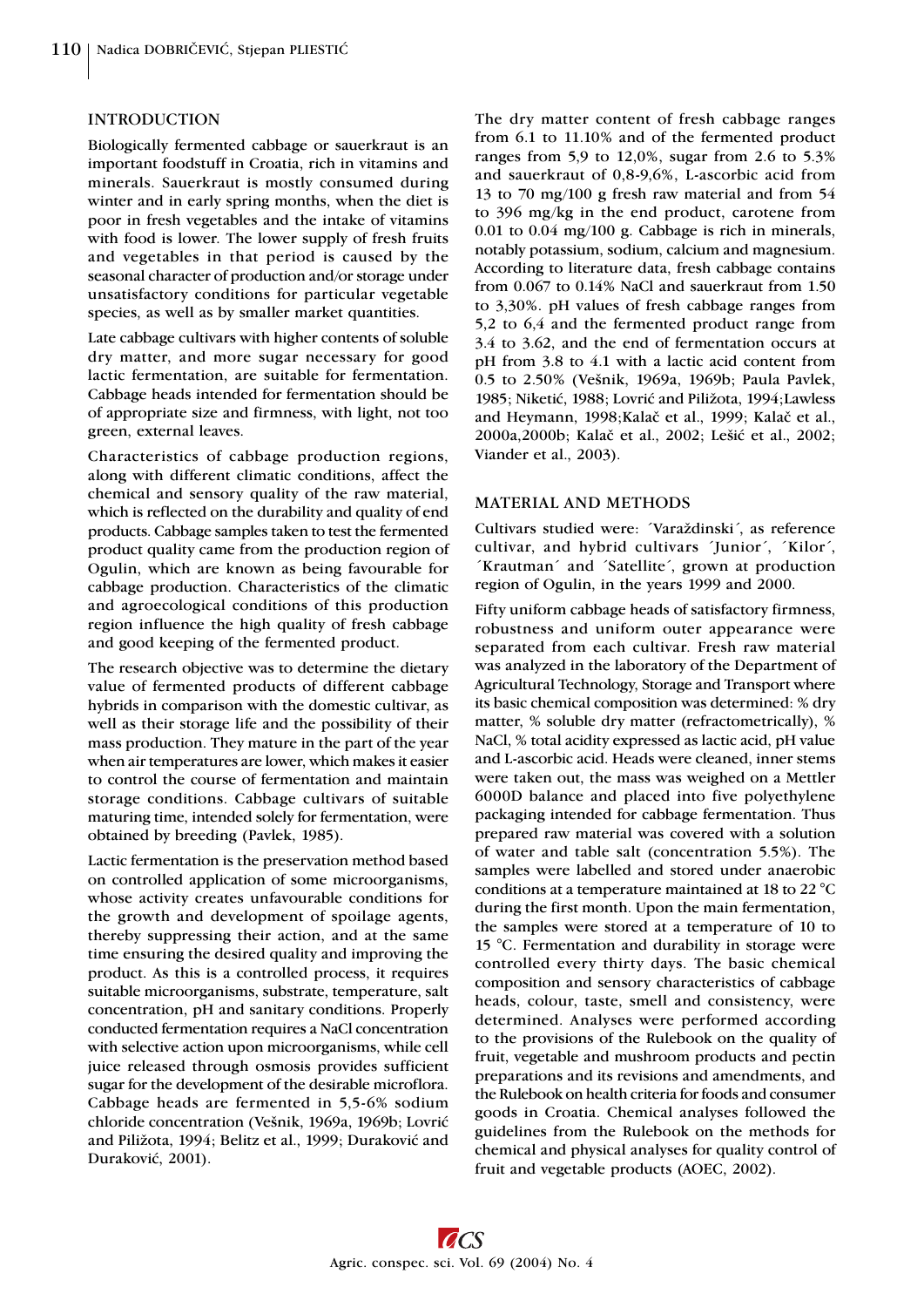## INTRODUCTION

Biologically fermented cabbage or sauerkraut is an important foodstuff in Croatia, rich in vitamins and minerals. Sauerkraut is mostly consumed during winter and in early spring months, when the diet is poor in fresh vegetables and the intake of vitamins with food is lower. The lower supply of fresh fruits and vegetables in that period is caused by the seasonal character of production and/or storage under unsatisfactory conditions for particular vegetable species, as well as by smaller market quantities.

Late cabbage cultivars with higher contents of soluble dry matter, and more sugar necessary for good lactic fermentation, are suitable for fermentation. Cabbage heads intended for fermentation should be of appropriate size and firmness, with light, not too green, external leaves.

Characteristics of cabbage production regions, along with different climatic conditions, affect the chemical and sensory quality of the raw material, which is reflected on the durability and quality of end products. Cabbage samples taken to test the fermented product quality came from the production region of Ogulin, which are known as being favourable for cabbage production. Characteristics of the climatic and agroecological conditions of this production region influence the high quality of fresh cabbage and good keeping of the fermented product.

The research objective was to determine the dietary value of fermented products of different cabbage hybrids in comparison with the domestic cultivar, as well as their storage life and the possibility of their mass production. They mature in the part of the year when air temperatures are lower, which makes it easier to control the course of fermentation and maintain storage conditions. Cabbage cultivars of suitable maturing time, intended solely for fermentation, were obtained by breeding (Pavlek, 1985).

Lactic fermentation is the preservation method based on controlled application of some microorganisms, whose activity creates unfavourable conditions for the growth and development of spoilage agents, thereby suppressing their action, and at the same time ensuring the desired quality and improving the product. As this is a controlled process, it requires suitable microorganisms, substrate, temperature, salt concentration, pH and sanitary conditions. Properly conducted fermentation requires a NaCl concentration with selective action upon microorganisms, while cell juice released through osmosis provides sufficient sugar for the development of the desirable microflora. Cabbage heads are fermented in 5,5-6% sodium chloride concentration (Vešnik, 1969a, 1969b; Lovrić and Piližota, 1994; Belitz et al., 1999; Duraković and Duraković, 2001).

The dry matter content of fresh cabbage ranges from 6.1 to 11.10% and of the fermented product ranges from 5,9 to 12,0%, sugar from 2.6 to 5.3% and sauerkraut of 0,8-9,6%, L-ascorbic acid from 13 to 70 mg/100 g fresh raw material and from 54 to 396 mg/kg in the end product, carotene from 0.01 to 0.04 mg/100 g. Cabbage is rich in minerals, notably potassium, sodium, calcium and magnesium. According to literature data, fresh cabbage contains from 0.067 to 0.14% NaCl and sauerkraut from 1.50 to 3,30%. pH values of fresh cabbage ranges from 5,2 to 6,4 and the fermented product range from 3.4 to 3.62, and the end of fermentation occurs at pH from 3.8 to 4.1 with a lactic acid content from 0.5 to 2.50% (Vešnik, 1969a, 1969b; Paula Pavlek, 1985; Niketić, 1988; Lovrić and Piližota, 1994;Lawless and Heymann, 1998;Kalač et al., 1999; Kalač et al., 2000a,2000b; Kalač et al., 2002; Lešić et al., 2002; Viander et al., 2003).

## MATERIAL AND METHODS

Cultivars studied were: ´Varaždinski´, as reference cultivar, and hybrid cultivars ´Junior´, ´Kilor´, ´Krautman´ and ´Satellite´, grown at production region of Ogulin, in the years 1999 and 2000.

Fifty uniform cabbage heads of satisfactory firmness, robustness and uniform outer appearance were separated from each cultivar. Fresh raw material was analyzed in the laboratory of the Department of Agricultural Technology, Storage and Transport where its basic chemical composition was determined: % dry matter, % soluble dry matter (refractometrically), % NaCl, % total acidity expressed as lactic acid, pH value and L-ascorbic acid. Heads were cleaned, inner stems were taken out, the mass was weighed on a Mettler 6000D balance and placed into five polyethylene packaging intended for cabbage fermentation. Thus prepared raw material was covered with a solution of water and table salt (concentration 5.5%). The samples were labelled and stored under anaerobic conditions at a temperature maintained at 18 to 22 °C during the first month. Upon the main fermentation, the samples were stored at a temperature of 10 to 15 °C. Fermentation and durability in storage were controlled every thirty days. The basic chemical composition and sensory characteristics of cabbage heads, colour, taste, smell and consistency, were determined. Analyses were performed according to the provisions of the Rulebook on the quality of fruit, vegetable and mushroom products and pectin preparations and its revisions and amendments, and the Rulebook on health criteria for foods and consumer goods in Croatia. Chemical analyses followed the guidelines from the Rulebook on the methods for chemical and physical analyses for quality control of fruit and vegetable products (AOEC, 2002).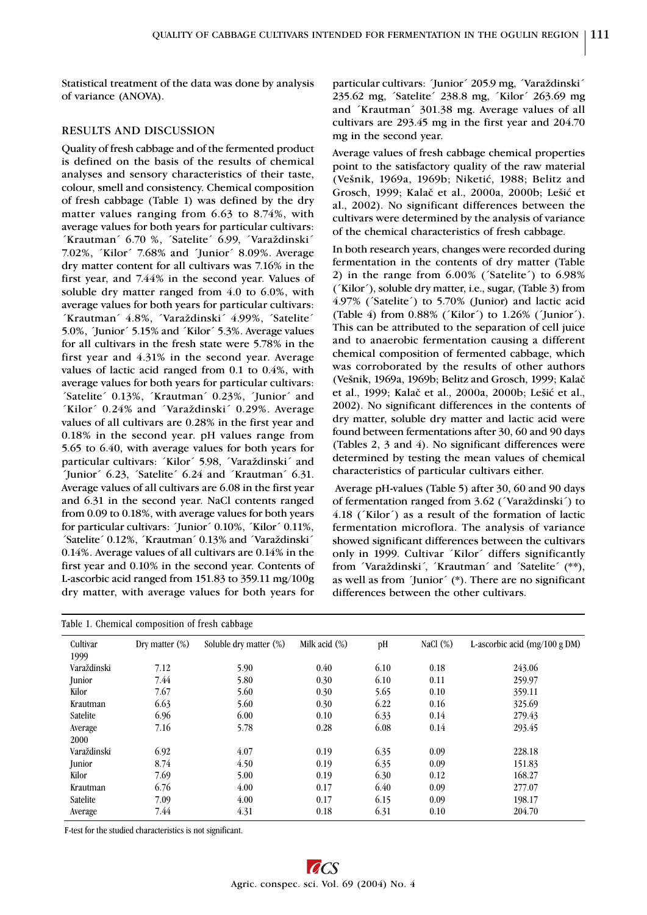Statistical treatment of the data was done by analysis of variance (ANOVA).

## RESULTS AND DISCUSSION

Quality of fresh cabbage and of the fermented product is defined on the basis of the results of chemical analyses and sensory characteristics of their taste, colour, smell and consistency. Chemical composition of fresh cabbage (Table 1) was defined by the dry matter values ranging from 6.63 to 8.74%, with average values for both years for particular cultivars: ´Krautman´ 6.70 %, ´Satelite´ 6.99, ´Varaždinski´ 7.02%, ´Kilor´ 7.68% and ´Junior´ 8.09%. Average dry matter content for all cultivars was 7.16% in the first year, and 7.44% in the second year. Values of soluble dry matter ranged from 4.0 to 6.0%, with average values for both years for particular cultivars: ´Krautman´ 4.8%, ´Varaždinski´ 4.99%, ´Satelite´ 5.0%, ´Junior´ 5.15% and ´Kilor´ 5.3%. Average values for all cultivars in the fresh state were 5.78% in the first year and 4.31% in the second year. Average values of lactic acid ranged from 0.1 to 0.4%, with average values for both years for particular cultivars: ´Satelite´ 0.13%, ´Krautman´ 0.23%, ´Junior´ and ´Kilor´ 0.24% and ´Varaždinski´ 0.29%. Average values of all cultivars are 0.28% in the first year and 0.18% in the second year. pH values range from 5.65 to 6.40, with average values for both years for particular cultivars: ´Kilor´ 5.98, ´Varaždinski´ and ´Junior´ 6.23, ´Satelite´ 6.24 and ´Krautman´ 6.31. Average values of all cultivars are 6.08 in the first year and 6.31 in the second year. NaCl contents ranged from 0.09 to 0.18%, with average values for both years for particular cultivars: ´Junior´ 0.10%, ´Kilor´ 0.11%, ´Satelite´ 0.12%, ´Krautman´ 0.13% and ´Varaždinski´ 0.14%. Average values of all cultivars are 0.14% in the first year and 0.10% in the second year. Contents of L-ascorbic acid ranged from 151.83 to 359.11 mg/100g dry matter, with average values for both years for particular cultivars: ´Junior´ 205.9 mg, ´Varaždinski´ 235.62 mg, ´Satelite´ 238.8 mg, ´Kilor´ 263.69 mg and ´Krautman´ 301.38 mg. Average values of all cultivars are 293.45 mg in the first year and 204.70 mg in the second year.

Average values of fresh cabbage chemical properties point to the satisfactory quality of the raw material (Vešnik, 1969a, 1969b; Niketić, 1988; Belitz and Grosch, 1999; Kalač et al., 2000a, 2000b; Lešić et al., 2002). No significant differences between the cultivars were determined by the analysis of variance of the chemical characteristics of fresh cabbage.

In both research years, changes were recorded during fermentation in the contents of dry matter (Table 2) in the range from 6.00% (´Satelite´) to 6.98% (´Kilor´), soluble dry matter, i.e., sugar, (Table 3) from 4.97% (´Satelite´) to 5.70% (Junior) and lactic acid (Table 4) from 0.88% (´Kilor´) to 1.26% (´Junior´). This can be attributed to the separation of cell juice and to anaerobic fermentation causing a different chemical composition of fermented cabbage, which was corroborated by the results of other authors (Vešnik, 1969a, 1969b; Belitz and Grosch, 1999; Kalač et al., 1999; Kalač et al., 2000a, 2000b; Lešić et al., 2002). No significant differences in the contents of dry matter, soluble dry matter and lactic acid were found between fermentations after 30, 60 and 90 days (Tables 2, 3 and 4). No significant differences were determined by testing the mean values of chemical characteristics of particular cultivars either.

Average pH-values (Table 5) after 30, 60 and 90 days of fermentation ranged from 3.62 (´Varaždinski´) to 4.18 (´Kilor´) as a result of the formation of lactic fermentation microflora. The analysis of variance showed significant differences between the cultivars only in 1999. Cultivar ´Kilor´ differs significantly from ´Varaždinski´, ´Krautman´ and ´Satelite´ (**), as well as from ´Junior´ (*). There are no significant differences between the other cultivars.

Table 1. Chemical composition of fresh cabbage

| Cultivar | Dry matter (%) | Soluble dry matter (%) | Milk acid (%) | pH | NaCl (%) | L-ascorbic acid (mg/100 g DM) |
|---|---|---|---|---|---|---|
| 1999 | | | | | | |
| Varaždinski | 7.12 | 5.90 | 0.40 | 6.10 | 0.18 | 243.06 |
| Junior | 7.44 | 5.80 | 0.30 | 6.10 | 0.11 | 259.97 |
| Kilor | 7.67 | 5.60 | 0.30 | 5.65 | 0.10 | 359.11 |
| Krautman | 6.63 | 5.60 | 0.30 | 6.22 | 0.16 | 325.69 |
| Satelite | 6.96 | 6.00 | 0.10 | 6.33 | 0.14 | 279.43 |
| Average | 7.16 | 5.78 | 0.28 | 6.08 | 0.14 | 293.45 |
| 2000 | | | | | | |
| Varaždinski | 6.92 | 4.07 | 0.19 | 6.35 | 0.09 | 228.18 |
| Junior | 8.74 | 4.50 | 0.19 | 6.35 | 0.09 | 151.83 |
| Kilor | 7.69 | 5.00 | 0.19 | 6.30 | 0.12 | 168.27 |
| Krautman | 6.76 | 4.00 | 0.17 | 6.40 | 0.09 | 277.07 |
| Satelite | 7.09 | 4.00 | 0.17 | 6.15 | 0.09 | 198.17 |
| Average | 7.44 | 4.31 | 0.18 | 6.31 | 0.10 | 204.70 |

F-test for the studied characteristics is not significant.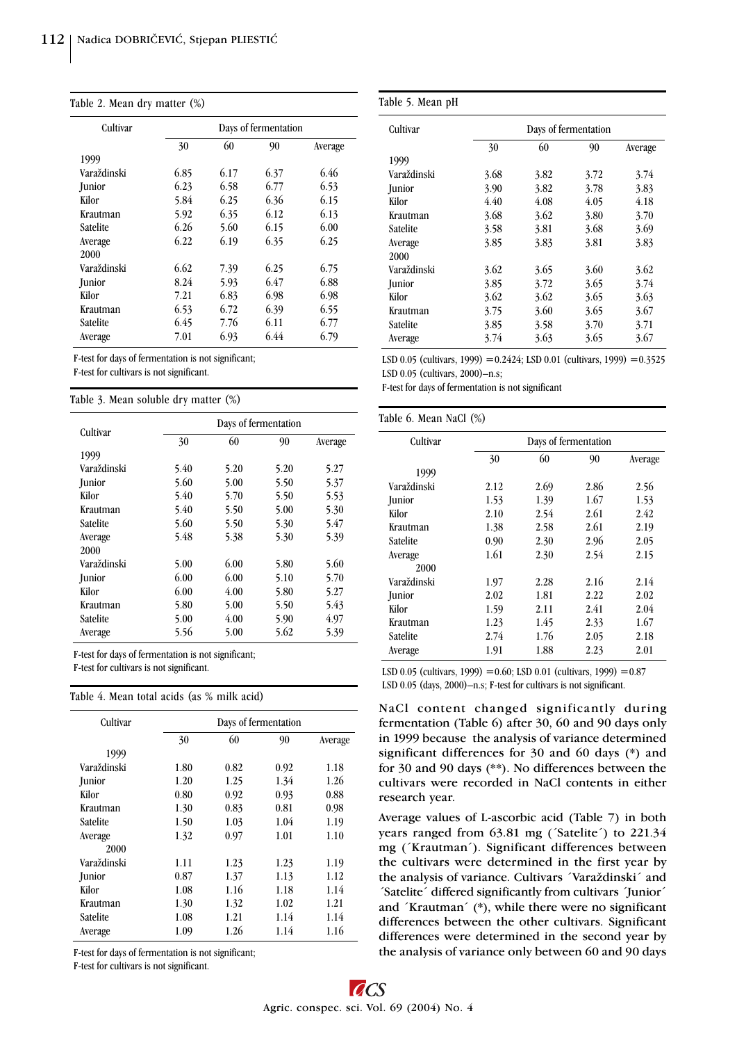Table 2. Mean dry matter (%)

| Cultivar | Days of fermentation | | | |
|---|---|---|---|---|
| | 30 | 60 | 90 | Average |
| 1999 | | | | |
| Varaždinski | 6.85 | 6.17 | 6.37 | 6.46 |
| Junior | 6.23 | 6.58 | 6.77 | 6.53 |
| Kilor | 5.84 | 6.25 | 6.36 | 6.15 |
| Krautman | 5.92 | 6.35 | 6.12 | 6.13 |
| Satelite | 6.26 | 5.60 | 6.15 | 6.00 |
| Average | 6.22 | 6.19 | 6.35 | 6.25 |
| 2000 | | | | |
| Varaždinski | 6.62 | 7.39 | 6.25 | 6.75 |
| Junior | 8.24 | 5.93 | 6.47 | 6.88 |
| Kilor | 7.21 | 6.83 | 6.98 | 6.98 |
| Krautman | 6.53 | 6.72 | 6.39 | 6.55 |
| Satelite | 6.45 | 7.76 | 6.11 | 6.77 |
| Average | 7.01 | 6.93 | 6.44 | 6.79 |

F-test for days of fermentation is not significant;
F-test for cultivars is not significant.

Table 3. Mean soluble dry matter (%)

| Cultivar | Days of fermentation | | | |
|---|---|---|---|---|
| | 30 | 60 | 90 | Average |
| 1999 | | | | |
| Varaždinski | 5.40 | 5.20 | 5.20 | 5.27 |
| Junior | 5.60 | 5.00 | 5.50 | 5.37 |
| Kilor | 5.40 | 5.70 | 5.50 | 5.53 |
| Krautman | 5.40 | 5.50 | 5.00 | 5.30 |
| Satelite | 5.60 | 5.50 | 5.30 | 5.47 |
| Average | 5.48 | 5.38 | 5.30 | 5.39 |
| 2000 | | | | |
| Varaždinski | 5.00 | 6.00 | 5.80 | 5.60 |
| Junior | 6.00 | 6.00 | 5.10 | 5.70 |
| Kilor | 6.00 | 4.00 | 5.80 | 5.27 |
| Krautman | 5.80 | 5.00 | 5.50 | 5.43 |
| Satelite | 5.00 | 4.00 | 5.90 | 4.97 |
| Average | 5.56 | 5.00 | 5.62 | 5.39 |

F-test for days of fermentation is not significant;
F-test for cultivars is not significant.

Table 4. Mean total acids (as % milk acid)

| Cultivar | Days of fermentation | | | |
|---|---|---|---|---|
| | 30 | 60 | 90 | Average |
| 1999 | | | | |
| Varaždinski | 1.80 | 0.82 | 0.92 | 1.18 |
| Junior | 1.20 | 1.25 | 1.34 | 1.26 |
| Kilor | 0.80 | 0.92 | 0.93 | 0.88 |
| Krautman | 1.30 | 0.83 | 0.81 | 0.98 |
| Satelite | 1.50 | 1.03 | 1.04 | 1.19 |
| Average | 1.32 | 0.97 | 1.01 | 1.10 |
| 2000 | | | | |
| Varaždinski | 1.11 | 1.23 | 1.23 | 1.19 |
| Junior | 0.87 | 1.37 | 1.13 | 1.12 |
| Kilor | 1.08 | 1.16 | 1.18 | 1.14 |
| Krautman | 1.30 | 1.32 | 1.02 | 1.21 |
| Satelite | 1.08 | 1.21 | 1.14 | 1.14 |
| Average | 1.09 | 1.26 | 1.14 | 1.16 |

F-test for days of fermentation is not significant;
F-test for cultivars is not significant.

Table 5. Mean pH

| Cultivar | Days of fermentation | | | |
|---|---|---|---|---|
| | 30 | 60 | 90 | Average |
| 1999 | | | | |
| Varaždinski | 3.68 | 3.82 | 3.72 | 3.74 |
| Junior | 3.90 | 3.82 | 3.78 | 3.83 |
| Kilor | 4.40 | 4.08 | 4.05 | 4.18 |
| Krautman | 3.68 | 3.62 | 3.80 | 3.70 |
| Satelite | 3.58 | 3.81 | 3.68 | 3.69 |
| Average | 3.85 | 3.83 | 3.81 | 3.83 |
| 2000 | | | | |
| Varaždinski | 3.62 | 3.65 | 3.60 | 3.62 |
| Junior | 3.85 | 3.72 | 3.65 | 3.74 |
| Kilor | 3.62 | 3.62 | 3.65 | 3.63 |
| Krautman | 3.75 | 3.60 | 3.65 | 3.67 |
| Satelite | 3.85 | 3.58 | 3.70 | 3.71 |
| Average | 3.74 | 3.63 | 3.65 | 3.67 |

LSD 0.05 (cultivars, 1999) =0.2424; LSD 0.01 (cultivars, 1999) =0.3525
LSD 0.05 (cultivars, 2000)–n.s;
F-test for days of fermentation is not significant

Table 6. Mean NaCl (%)

| Cultivar | Days of fermentation | | | |
|---|---|---|---|---|
| | 30 | 60 | 90 | Average |
| 1999 | | | | |
| Varaždinski | 2.12 | 2.69 | 2.86 | 2.56 |
| Junior | 1.53 | 1.39 | 1.67 | 1.53 |
| Kilor | 2.10 | 2.54 | 2.61 | 2.42 |
| Krautman | 1.38 | 2.58 | 2.61 | 2.19 |
| Satelite | 0.90 | 2.30 | 2.96 | 2.05 |
| Average | 1.61 | 2.30 | 2.54 | 2.15 |
| 2000 | | | | |
| Varaždinski | 1.97 | 2.28 | 2.16 | 2.14 |
| Junior | 2.02 | 1.81 | 2.22 | 2.02 |
| Kilor | 1.59 | 2.11 | 2.41 | 2.04 |
| Krautman | 1.23 | 1.45 | 2.33 | 1.67 |
| Satelite | 2.74 | 1.76 | 2.05 | 2.18 |
| Average | 1.91 | 1.88 | 2.23 | 2.01 |

LSD 0.05 (cultivars, 1999) =0.60; LSD 0.01 (cultivars, 1999) =0.87
LSD 0.05 (days, 2000)–n.s; F-test for cultivars is not significant.

NaCl content changed significantly during fermentation (Table 6) after 30, 60 and 90 days only in 1999 because the analysis of variance determined significant differences for 30 and 60 days (*) and for 30 and 90 days (**). No differences between the cultivars were recorded in NaCl contents in either research year.

Average values of L-ascorbic acid (Table 7) in both years ranged from 63.81 mg (´Satelite´) to 221.34 mg (´Krautman´). Significant differences between the cultivars were determined in the first year by the analysis of variance. Cultivars ´Varaždinski´ and ´Satelite´ differed significantly from cultivars ´Junior´ and ´Krautman´ (*), while there were no significant differences between the other cultivars. Significant differences were determined in the second year by the analysis of variance only between 60 and 90 days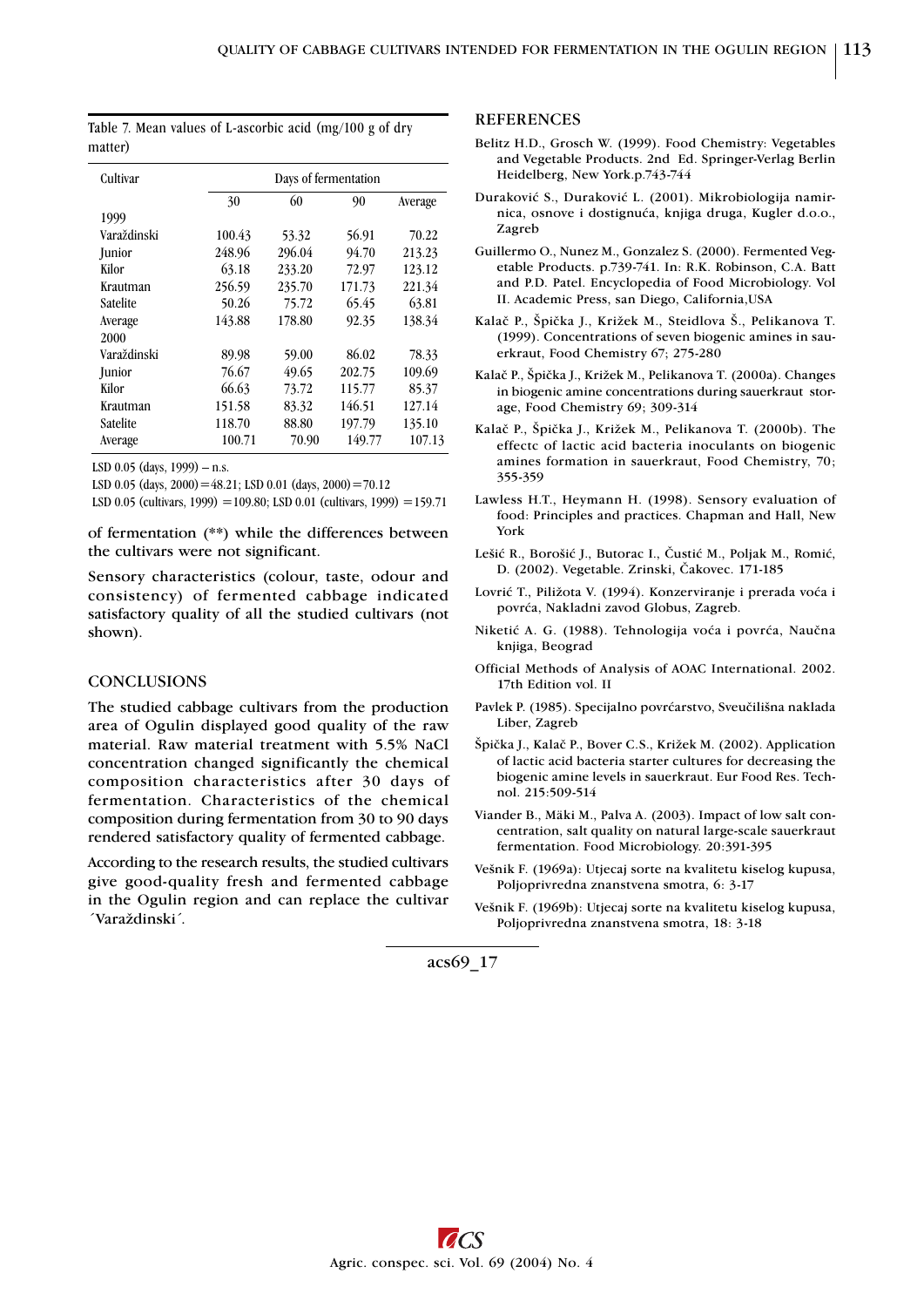Table 7. Mean values of L-ascorbic acid (mg/100 g of dry matter)

| Cultivar | Days of fermentation | | | |
|---|---|---|---|---|
| | 30 | 60 | 90 | Average |
| 1999 | | | | |
| Varaždinski | 100.43 | 53.32 | 56.91 | 70.22 |
| Junior | 248.96 | 296.04 | 94.70 | 213.23 |
| Kilor | 63.18 | 233.20 | 72.97 | 123.12 |
| Krautman | 256.59 | 235.70 | 171.73 | 221.34 |
| Satelite | 50.26 | 75.72 | 65.45 | 63.81 |
| Average | 143.88 | 178.80 | 92.35 | 138.34 |
| 2000 | | | | |
| Varaždinski | 89.98 | 59.00 | 86.02 | 78.33 |
| Junior | 76.67 | 49.65 | 202.75 | 109.69 |
| Kilor | 66.63 | 73.72 | 115.77 | 85.37 |
| Krautman | 151.58 | 83.32 | 146.51 | 127.14 |
| Satelite | 118.70 | 88.80 | 197.79 | 135.10 |
| Average | 100.71 | 70.90 | 149.77 | 107.13 |

LSD 0.05 (days, 1999) – n.s.

LSD 0.05 (days, 2000) = 48.21; LSD 0.01 (days, 2000) = 70.12

LSD 0.05 (cultivars, 1999) = 109.80; LSD 0.01 (cultivars, 1999) = 159.71

of fermentation (**) while the differences between the cultivars were not significant.

Sensory characteristics (colour, taste, odour and consistency) of fermented cabbage indicated satisfactory quality of all the studied cultivars (not shown).

## CONCLUSIONS

The studied cabbage cultivars from the production area of Ogulin displayed good quality of the raw material. Raw material treatment with 5.5% NaCl concentration changed significantly the chemical composition characteristics after 30 days of fermentation. Characteristics of the chemical composition during fermentation from 30 to 90 days rendered satisfactory quality of fermented cabbage.

According to the research results, the studied cultivars give good-quality fresh and fermented cabbage in the Ogulin region and can replace the cultivar ´Varaždinski´.

## REFERENCES

Belitz H.D., Grosch W. (1999). Food Chemistry: Vegetables and Vegetable Products. 2nd Ed. Springer-Verlag Berlin Heidelberg, New York.p.743-744

Duraković S., Duraković L. (2001). Mikrobiologija namirnica, osnove i dostignuća, knjiga druga, Kugler d.o.o., Zagreb

Guillermo O., Nunez M., Gonzalez S. (2000). Fermented Vegetable Products. p.739-741. In: R.K. Robinson, C.A. Batt and P.D. Patel. Encyclopedia of Food Microbiology. Vol II. Academic Press, san Diego, California,USA

Kalač P., Špička J., Křížek M., Steidlova Š., Pelikanova T. (1999). Concentrations of seven biogenic amines in sauerkraut, Food Chemistry 67; 275-280

Kalač P., Špička J., Křížek M., Pelikanova T. (2000a). Changes in biogenic amine concentrations during sauerkraut storage, Food Chemistry 69; 309-314

Kalač P., Špička J., Křížek M., Pelikanova T. (2000b). The effectc of lactic acid bacteria inoculants on biogenic amines formation in sauerkraut, Food Chemistry, 70; 355-359

Lawless H.T., Heymann H. (1998). Sensory evaluation of food: Principles and practices. Chapman and Hall, New York

Lešić R., Borošić J., Butorac I., Čustić M., Poljak M., Romić, D. (2002). Vegetable. Zrinski, Čakovec. 171-185

Lovrić T., Piližota V. (1994). Konzerviranje i prerada voća i povrća, Nakladni zavod Globus, Zagreb.

Niketić A. G. (1988). Tehnologija voća i povrća, Naučna knjiga, Beograd

Official Methods of Analysis of AOAC International. 2002. 17th Edition vol. II

Pavlek P. (1985). Specijalno povrćarstvo, Sveučilišna naklada Liber, Zagreb

Špička J., Kalač P., Bover C.S., Křížek M. (2002). Application of lactic acid bacteria starter cultures for decreasing the biogenic amine levels in sauerkraut. Eur Food Res. Technol. 215:509-514

Viander B., Mäki M., Palva A. (2003). Impact of low salt concentration, salt quality on natural large-scale sauerkraut fermentation. Food Microbiology. 20:391-395

Vešnik F. (1969a): Utjecaj sorte na kvalitetu kiselog kupusa, Poljoprivredna znanstvena smotra, 6: 3-17

Vešnik F. (1969b): Utjecaj sorte na kvalitetu kiselog kupusa, Poljoprivredna znanstvena smotra, 18: 3-18

acs69_17